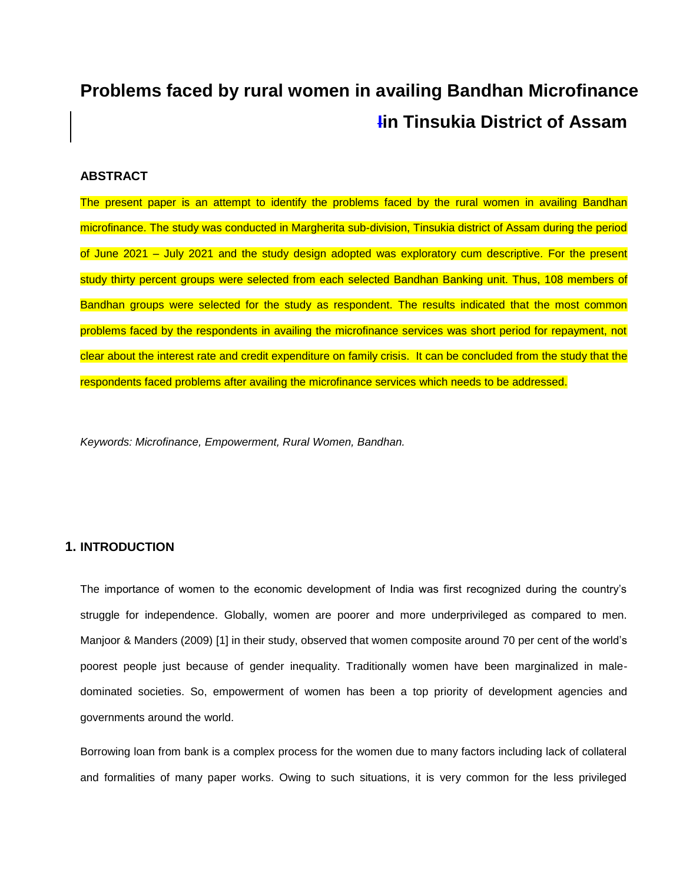# Problems faced by rural women in availing Bandhan Microfinance in Tinsukia District of Assam

## ABSTRACT

The present paper is an attempt to identify the problems faced by the rural women in availing Bandhan microfinance. The study was conducted in Margherita sub-division, Tinsukia district of Assam during the period of June 2021 – July 2021 and the study design adopted was exploratory cum descriptive. For the present study thirty percent groups were selected from each selected Bandhan Banking unit. Thus, 108 members of Bandhan groups were selected for the study as respondent. The results indicated that the most common problems faced by the respondents in availing the microfinance services was short period for repayment, not clear about the interest rate and credit expenditure on family crisis. It can be concluded from the study that the respondents faced problems after availing the microfinance services which needs to be addressed.

*Keywords: Microfinance, Empowerment, Rural Women, Bandhan.*

## 1. INTRODUCTION

The importance of women to the economic development of India was first recognized during the country's struggle for independence. Globally, women are poorer and more underprivileged as compared to men. Manjoor & Manders (2009) [1] in their study, observed that women composite around 70 per cent of the world's poorest people just because of gender inequality. Traditionally women have been marginalized in male-dominated societies. So, empowerment of women has been a top priority of development agencies and governments around the world.

Borrowing loan from bank is a complex process for the women due to many factors including lack of collateral and formalities of many paper works. Owing to such situations, it is very common for the less privileged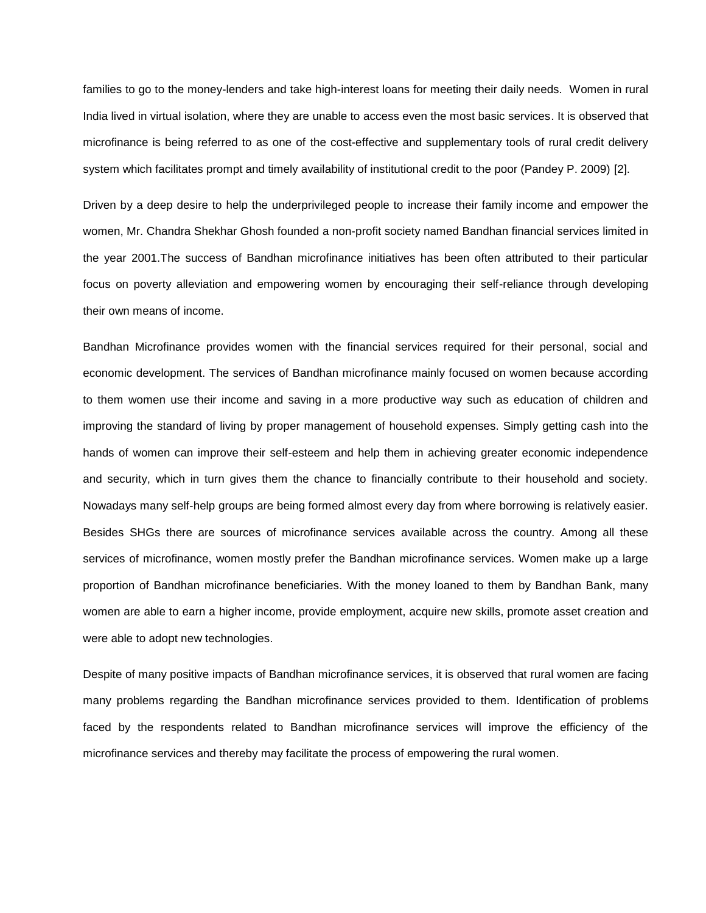families to go to the money-lenders and take high-interest loans for meeting their daily needs. Women in rural India lived in virtual isolation, where they are unable to access even the most basic services. It is observed that microfinance is being referred to as one of the cost-effective and supplementary tools of rural credit delivery system which facilitates prompt and timely availability of institutional credit to the poor (Pandey P. 2009) [2].

Driven by a deep desire to help the underprivileged people to increase their family income and empower the women, Mr. Chandra Shekhar Ghosh founded a non-profit society named Bandhan financial services limited in the year 2001.The success of Bandhan microfinance initiatives has been often attributed to their particular focus on poverty alleviation and empowering women by encouraging their self-reliance through developing their own means of income.

Bandhan Microfinance provides women with the financial services required for their personal, social and economic development. The services of Bandhan microfinance mainly focused on women because according to them women use their income and saving in a more productive way such as education of children and improving the standard of living by proper management of household expenses. Simply getting cash into the hands of women can improve their self-esteem and help them in achieving greater economic independence and security, which in turn gives them the chance to financially contribute to their household and society. Nowadays many self-help groups are being formed almost every day from where borrowing is relatively easier. Besides SHGs there are sources of microfinance services available across the country. Among all these services of microfinance, women mostly prefer the Bandhan microfinance services. Women make up a large proportion of Bandhan microfinance beneficiaries. With the money loaned to them by Bandhan Bank, many women are able to earn a higher income, provide employment, acquire new skills, promote asset creation and were able to adopt new technologies.

Despite of many positive impacts of Bandhan microfinance services, it is observed that rural women are facing many problems regarding the Bandhan microfinance services provided to them. Identification of problems faced by the respondents related to Bandhan microfinance services will improve the efficiency of the microfinance services and thereby may facilitate the process of empowering the rural women.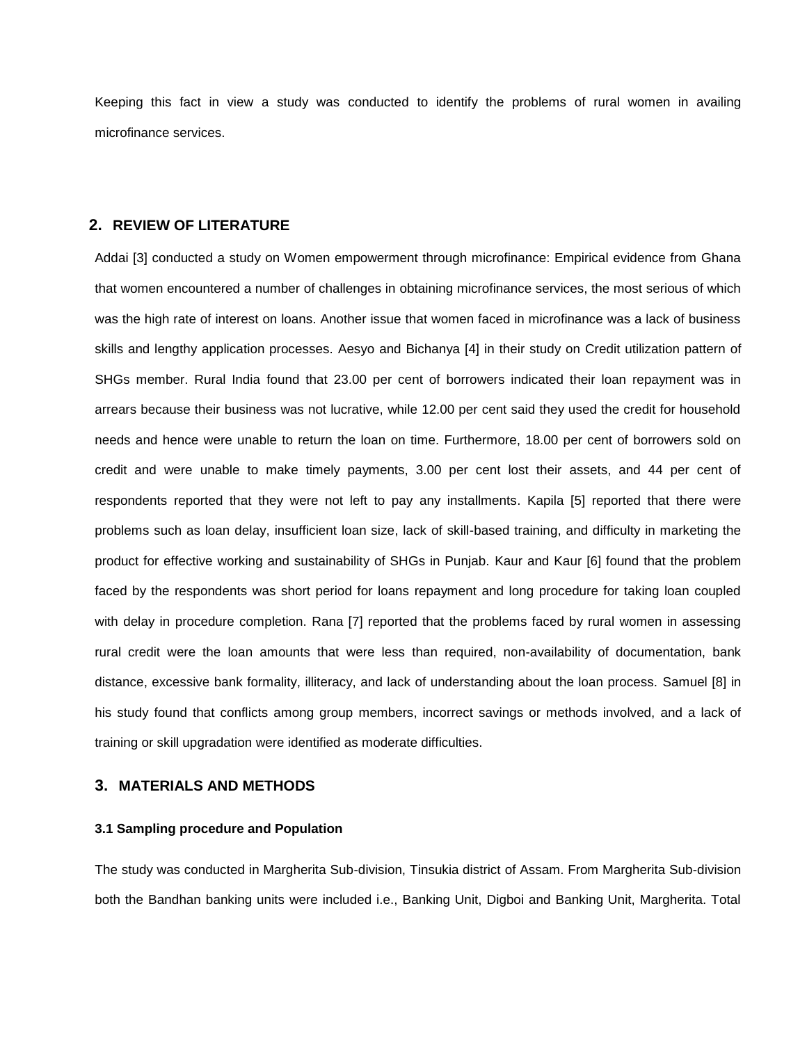Keeping this fact in view a study was conducted to identify the problems of rural women in availing microfinance services.

## 2. REVIEW OF LITERATURE

Addai [3] conducted a study on Women empowerment through microfinance: Empirical evidence from Ghana that women encountered a number of challenges in obtaining microfinance services, the most serious of which was the high rate of interest on loans. Another issue that women faced in microfinance was a lack of business skills and lengthy application processes. Aesyo and Bichanya [4] in their study on Credit utilization pattern of SHGs member. Rural India found that 23.00 per cent of borrowers indicated their loan repayment was in arrears because their business was not lucrative, while 12.00 per cent said they used the credit for household needs and hence were unable to return the loan on time. Furthermore, 18.00 per cent of borrowers sold on credit and were unable to make timely payments, 3.00 per cent lost their assets, and 44 per cent of respondents reported that they were not left to pay any installments. Kapila [5] reported that there were problems such as loan delay, insufficient loan size, lack of skill-based training, and difficulty in marketing the product for effective working and sustainability of SHGs in Punjab. Kaur and Kaur [6] found that the problem faced by the respondents was short period for loans repayment and long procedure for taking loan coupled with delay in procedure completion. Rana [7] reported that the problems faced by rural women in assessing rural credit were the loan amounts that were less than required, non-availability of documentation, bank distance, excessive bank formality, illiteracy, and lack of understanding about the loan process. Samuel [8] in his study found that conflicts among group members, incorrect savings or methods involved, and a lack of training or skill upgradation were identified as moderate difficulties.

## 3. MATERIALS AND METHODS

### 3.1 Sampling procedure and Population

The study was conducted in Margherita Sub-division, Tinsukia district of Assam. From Margherita Sub-division both the Bandhan banking units were included i.e., Banking Unit, Digboi and Banking Unit, Margherita. Total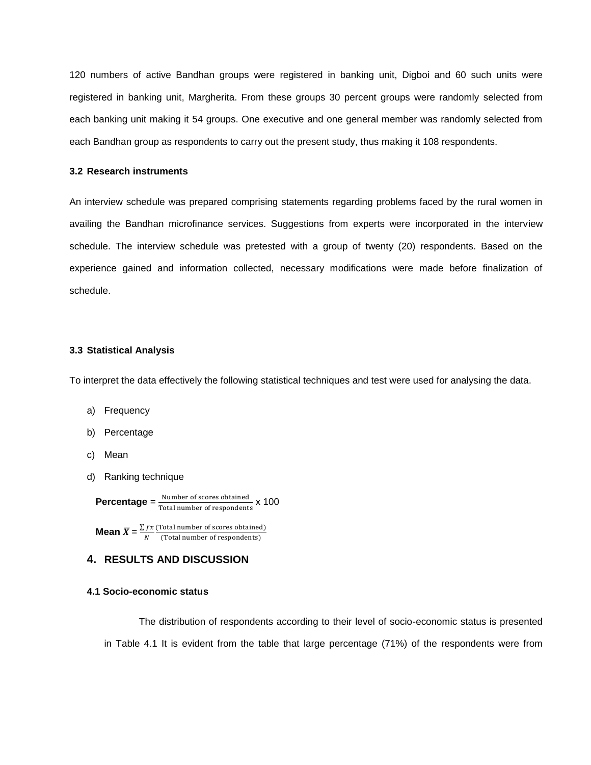120 numbers of active Bandhan groups were registered in banking unit, Digboi and 60 such units were registered in banking unit, Margherita. From these groups 30 percent groups were randomly selected from each banking unit making it 54 groups. One executive and one general member was randomly selected from each Bandhan group as respondents to carry out the present study, thus making it 108 respondents.

### 3.2 Research instruments

An interview schedule was prepared comprising statements regarding problems faced by the rural women in availing the Bandhan microfinance services. Suggestions from experts were incorporated in the interview schedule. The interview schedule was pretested with a group of twenty (20) respondents. Based on the experience gained and information collected, necessary modifications were made before finalization of schedule.

### 3.3 Statistical Analysis

To interpret the data effectively the following statistical techniques and test were used for analysing the data.

a) Frequency
b) Percentage
c) Mean
d) Ranking technique

**Percentage** = $\frac{\text{Number of scores obtained}}{\text{Total number of respondents}}$ x 100

**Mean** $\bar{X} = \frac{\sum fx}{N} \frac{\text{(Total number of scores obtained)}}{\text{(Total number of respondents)}}$

## 4. RESULTS AND DISCUSSION

### 4.1 Socio-economic status

The distribution of respondents according to their level of socio-economic status is presented in Table 4.1 It is evident from the table that large percentage (71%) of the respondents were from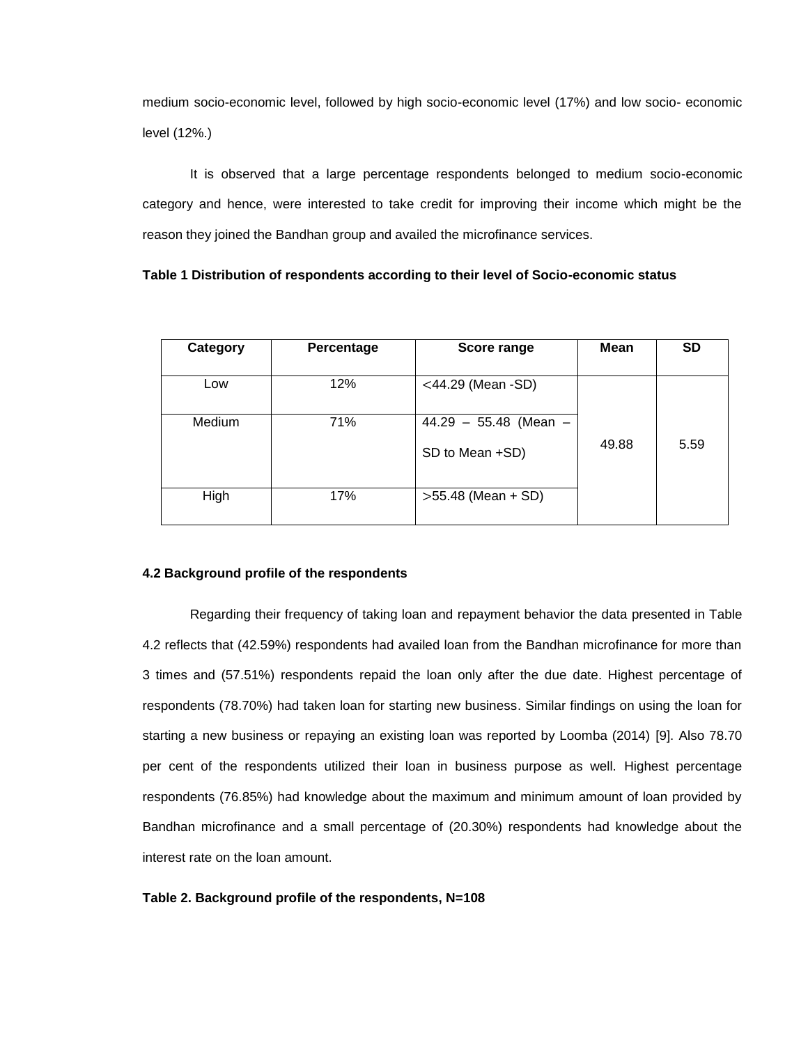medium socio-economic level, followed by high socio-economic level (17%) and low socio- economic level (12%.)

It is observed that a large percentage respondents belonged to medium socio-economic category and hence, were interested to take credit for improving their income which might be the reason they joined the Bandhan group and availed the microfinance services.

**Table 1 Distribution of respondents according to their level of Socio-economic status**

| Category | Percentage | Score range | Mean | SD |
|---|---|---|---|---|
| Low | 12% | <44.29 (Mean -SD) | 49.88 | 5.59 |
| Medium | 71% | 44.29 – 55.48 (Mean – SD to Mean +SD) | | |
| High | 17% | >55.48 (Mean + SD) | | |

**4.2 Background profile of the respondents**

Regarding their frequency of taking loan and repayment behavior the data presented in Table 4.2 reflects that (42.59%) respondents had availed loan from the Bandhan microfinance for more than 3 times and (57.51%) respondents repaid the loan only after the due date. Highest percentage of respondents (78.70%) had taken loan for starting new business. Similar findings on using the loan for starting a new business or repaying an existing loan was reported by Loomba (2014) [9]. Also 78.70 per cent of the respondents utilized their loan in business purpose as well. Highest percentage respondents (76.85%) had knowledge about the maximum and minimum amount of loan provided by Bandhan microfinance and a small percentage of (20.30%) respondents had knowledge about the interest rate on the loan amount.

**Table 2. Background profile of the respondents, N=108**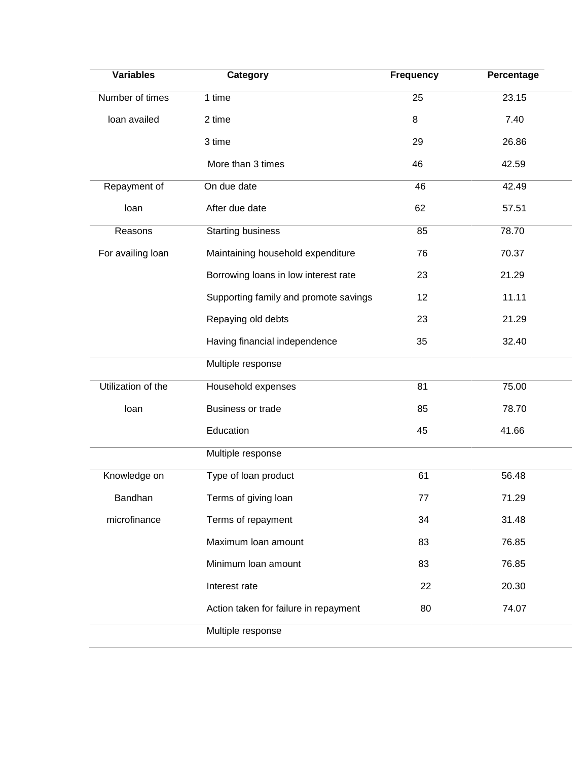| Variables | Category | Frequency | Percentage |
|---|---|---|---|
| Number of times loan availed | 1 time | 25 | 23.15 |
| | 2 time | 8 | 7.40 |
| | 3 time | 29 | 26.86 |
| | More than 3 times | 46 | 42.59 |
| Repayment of loan | On due date | 46 | 42.49 |
| | After due date | 62 | 57.51 |
| Reasons For availing loan | Starting business | 85 | 78.70 |
| | Maintaining household expenditure | 76 | 70.37 |
| | Borrowing loans in low interest rate | 23 | 21.29 |
| | Supporting family and promote savings | 12 | 11.11 |
| | Repaying old debts | 23 | 21.29 |
| | Having financial independence | 35 | 32.40 |
| | Multiple response | | |
| Utilization of the loan | Household expenses | 81 | 75.00 |
| | Business or trade | 85 | 78.70 |
| | Education | 45 | 41.66 |
| | Multiple response | | |
| Knowledge on Bandhan microfinance | Type of loan product | 61 | 56.48 |
| | Terms of giving loan | 77 | 71.29 |
| | Terms of repayment | 34 | 31.48 |
| | Maximum loan amount | 83 | 76.85 |
| | Minimum loan amount | 83 | 76.85 |
| | Interest rate | 22 | 20.30 |
| | Action taken for failure in repayment | 80 | 74.07 |
| | Multiple response | | |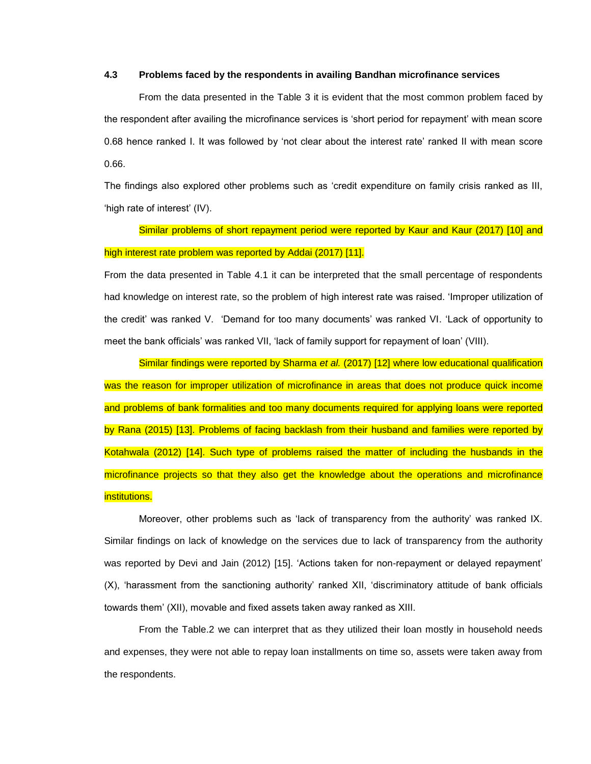### 4.3 Problems faced by the respondents in availing Bandhan microfinance services

From the data presented in the Table 3 it is evident that the most common problem faced by the respondent after availing the microfinance services is 'short period for repayment' with mean score 0.68 hence ranked I. It was followed by 'not clear about the interest rate' ranked II with mean score 0.66.

The findings also explored other problems such as 'credit expenditure on family crisis ranked as III, 'high rate of interest' (IV).

Similar problems of short repayment period were reported by Kaur and Kaur (2017) [10] and high interest rate problem was reported by Addai (2017) [11].

From the data presented in Table 4.1 it can be interpreted that the small percentage of respondents had knowledge on interest rate, so the problem of high interest rate was raised. 'Improper utilization of the credit' was ranked V. 'Demand for too many documents' was ranked VI. 'Lack of opportunity to meet the bank officials' was ranked VII, 'lack of family support for repayment of loan' (VIII).

Similar findings were reported by Sharma *et al.* (2017) [12] where low educational qualification was the reason for improper utilization of microfinance in areas that does not produce quick income and problems of bank formalities and too many documents required for applying loans were reported by Rana (2015) [13]. Problems of facing backlash from their husband and families were reported by Kotahwala (2012) [14]. Such type of problems raised the matter of including the husbands in the microfinance projects so that they also get the knowledge about the operations and microfinance institutions.

Moreover, other problems such as 'lack of transparency from the authority' was ranked IX. Similar findings on lack of knowledge on the services due to lack of transparency from the authority was reported by Devi and Jain (2012) [15]. 'Actions taken for non-repayment or delayed repayment' (X), 'harassment from the sanctioning authority' ranked XII, 'discriminatory attitude of bank officials towards them' (XII), movable and fixed assets taken away ranked as XIII.

From the Table.2 we can interpret that as they utilized their loan mostly in household needs and expenses, they were not able to repay loan installments on time so, assets were taken away from the respondents.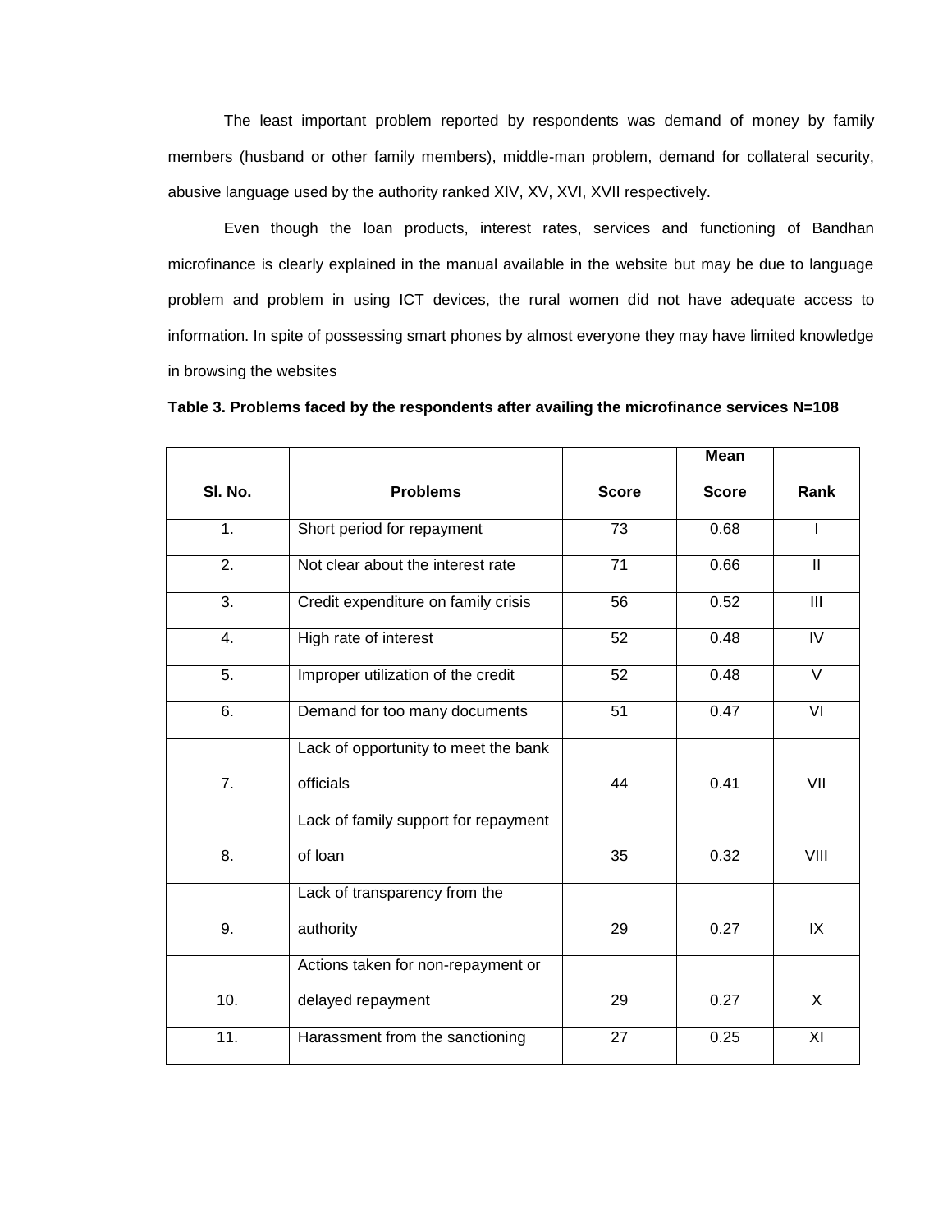The least important problem reported by respondents was demand of money by family members (husband or other family members), middle-man problem, demand for collateral security, abusive language used by the authority ranked XIV, XV, XVI, XVII respectively.

Even though the loan products, interest rates, services and functioning of Bandhan microfinance is clearly explained in the manual available in the website but may be due to language problem and problem in using ICT devices, the rural women did not have adequate access to information. In spite of possessing smart phones by almost everyone they may have limited knowledge in browsing the websites

**Table 3. Problems faced by the respondents after availing the microfinance services N=108**

| Sl. No. | Problems | Score | Mean Score | Rank |
|---|---|---|---|---|
| 1. | Short period for repayment | 73 | 0.68 | I |
| 2. | Not clear about the interest rate | 71 | 0.66 | II |
| 3. | Credit expenditure on family crisis | 56 | 0.52 | III |
| 4. | High rate of interest | 52 | 0.48 | IV |
| 5. | Improper utilization of the credit | 52 | 0.48 | V |
| 6. | Demand for too many documents | 51 | 0.47 | VI |
| 7. | Lack of opportunity to meet the bank officials | 44 | 0.41 | VII |
| 8. | Lack of family support for repayment of loan | 35 | 0.32 | VIII |
| 9. | Lack of transparency from the authority | 29 | 0.27 | IX |
| 10. | Actions taken for non-repayment or delayed repayment | 29 | 0.27 | X |
| 11. | Harassment from the sanctioning | 27 | 0.25 | XI |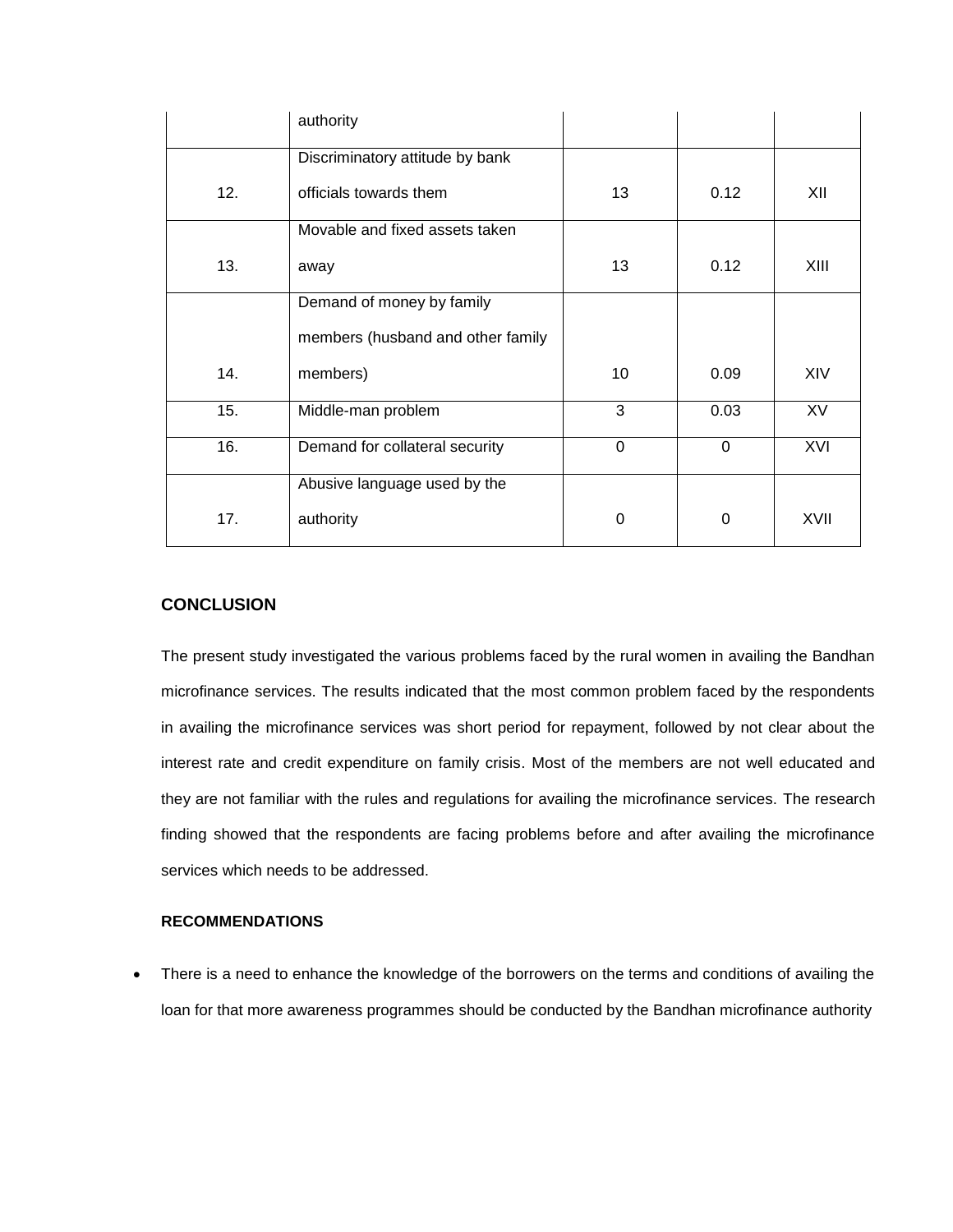| | authority | | | |
|---|---|---|---|---|
| 12. | Discriminatory attitude by bank officials towards them | 13 | 0.12 | XII |
| 13. | Movable and fixed assets taken away | 13 | 0.12 | XIII |
| 14. | Demand of money by family members (husband and other family members) | 10 | 0.09 | XIV |
| 15. | Middle-man problem | 3 | 0.03 | XV |
| 16. | Demand for collateral security | 0 | 0 | XVI |
| 17. | Abusive language used by the authority | 0 | 0 | XVII |

## CONCLUSION

The present study investigated the various problems faced by the rural women in availing the Bandhan microfinance services. The results indicated that the most common problem faced by the respondents in availing the microfinance services was short period for repayment, followed by not clear about the interest rate and credit expenditure on family crisis. Most of the members are not well educated and they are not familiar with the rules and regulations for availing the microfinance services. The research finding showed that the respondents are facing problems before and after availing the microfinance services which needs to be addressed.

### RECOMMENDATIONS

- There is a need to enhance the knowledge of the borrowers on the terms and conditions of availing the loan for that more awareness programmes should be conducted by the Bandhan microfinance authority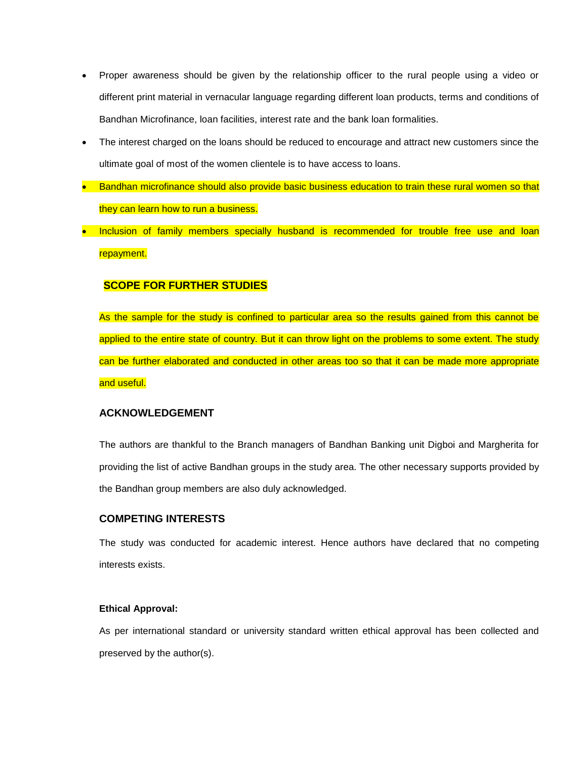- Proper awareness should be given by the relationship officer to the rural people using a video or different print material in vernacular language regarding different loan products, terms and conditions of Bandhan Microfinance, loan facilities, interest rate and the bank loan formalities.
- The interest charged on the loans should be reduced to encourage and attract new customers since the ultimate goal of most of the women clientele is to have access to loans.
- Bandhan microfinance should also provide basic business education to train these rural women so that they can learn how to run a business.
- Inclusion of family members specially husband is recommended for trouble free use and loan repayment.

## SCOPE FOR FURTHER STUDIES

As the sample for the study is confined to particular area so the results gained from this cannot be applied to the entire state of country. But it can throw light on the problems to some extent. The study can be further elaborated and conducted in other areas too so that it can be made more appropriate and useful.

## ACKNOWLEDGEMENT

The authors are thankful to the Branch managers of Bandhan Banking unit Digboi and Margherita for providing the list of active Bandhan groups in the study area. The other necessary supports provided by the Bandhan group members are also duly acknowledged.

## COMPETING INTERESTS

The study was conducted for academic interest. Hence authors have declared that no competing interests exists.

**Ethical Approval:**

As per international standard or university standard written ethical approval has been collected and preserved by the author(s).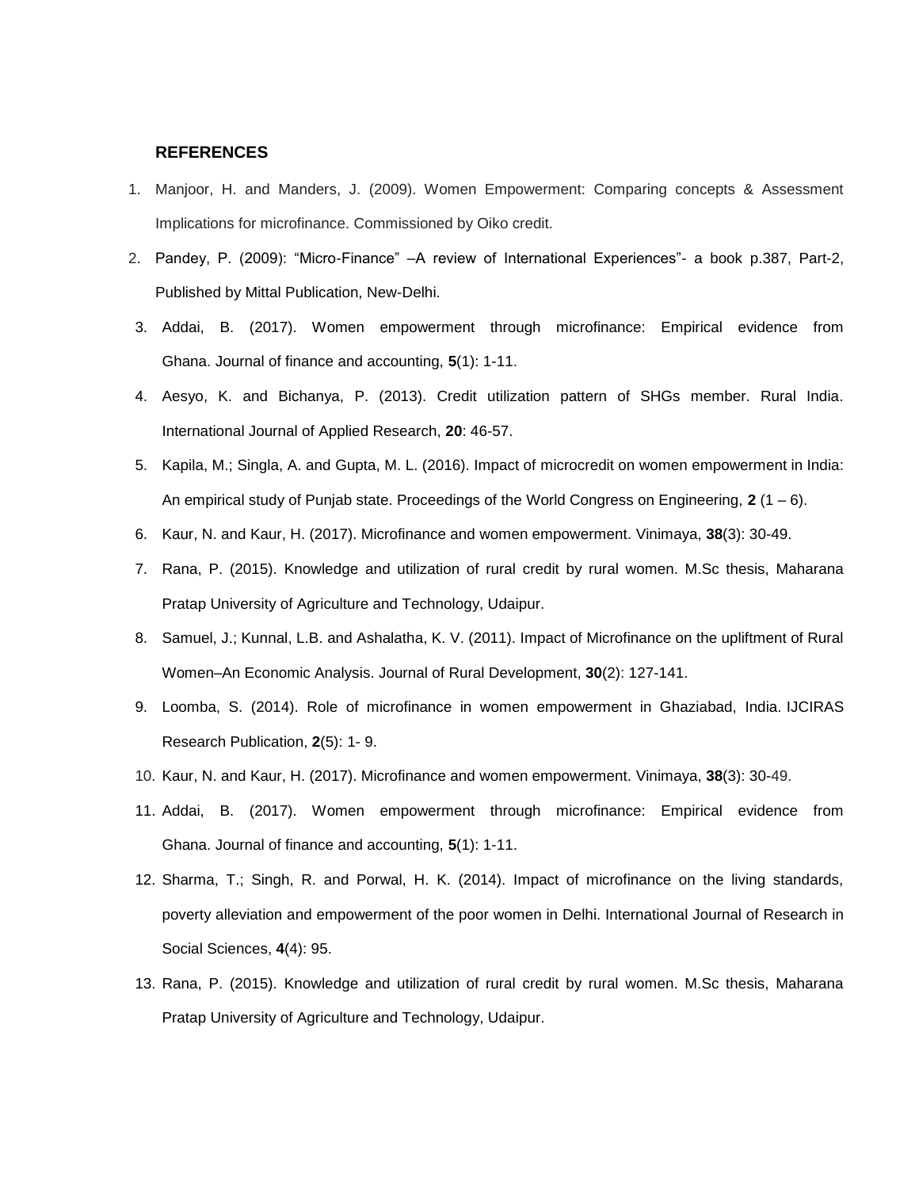## REFERENCES

1. Manjoor, H. and Manders, J. (2009). Women Empowerment: Comparing concepts & Assessment Implications for microfinance. Commissioned by Oiko credit.
2. Pandey, P. (2009): "Micro-Finance" –A review of International Experiences"- a book p.387, Part-2, Published by Mittal Publication, New-Delhi.
3. Addai, B. (2017). Women empowerment through microfinance: Empirical evidence from Ghana. Journal of finance and accounting, **5**(1): 1-11.
4. Aesyo, K. and Bichanya, P. (2013). Credit utilization pattern of SHGs member. Rural India. International Journal of Applied Research, **20**: 46-57.
5. Kapila, M.; Singla, A. and Gupta, M. L. (2016). Impact of microcredit on women empowerment in India: An empirical study of Punjab state. Proceedings of the World Congress on Engineering, **2** (1 – 6).
6. Kaur, N. and Kaur, H. (2017). Microfinance and women empowerment. Vinimaya, **38**(3): 30-49.
7. Rana, P. (2015). Knowledge and utilization of rural credit by rural women. M.Sc thesis, Maharana Pratap University of Agriculture and Technology, Udaipur.
8. Samuel, J.; Kunnal, L.B. and Ashalatha, K. V. (2011). Impact of Microfinance on the upliftment of Rural Women–An Economic Analysis. Journal of Rural Development, **30**(2): 127-141.
9. Loomba, S. (2014). Role of microfinance in women empowerment in Ghaziabad, India. IJCIRAS Research Publication, **2**(5): 1- 9.
10. Kaur, N. and Kaur, H. (2017). Microfinance and women empowerment. Vinimaya, **38**(3): 30-49.
11. Addai, B. (2017). Women empowerment through microfinance: Empirical evidence from Ghana. Journal of finance and accounting, **5**(1): 1-11.
12. Sharma, T.; Singh, R. and Porwal, H. K. (2014). Impact of microfinance on the living standards, poverty alleviation and empowerment of the poor women in Delhi. International Journal of Research in Social Sciences, **4**(4): 95.
13. Rana, P. (2015). Knowledge and utilization of rural credit by rural women. M.Sc thesis, Maharana Pratap University of Agriculture and Technology, Udaipur.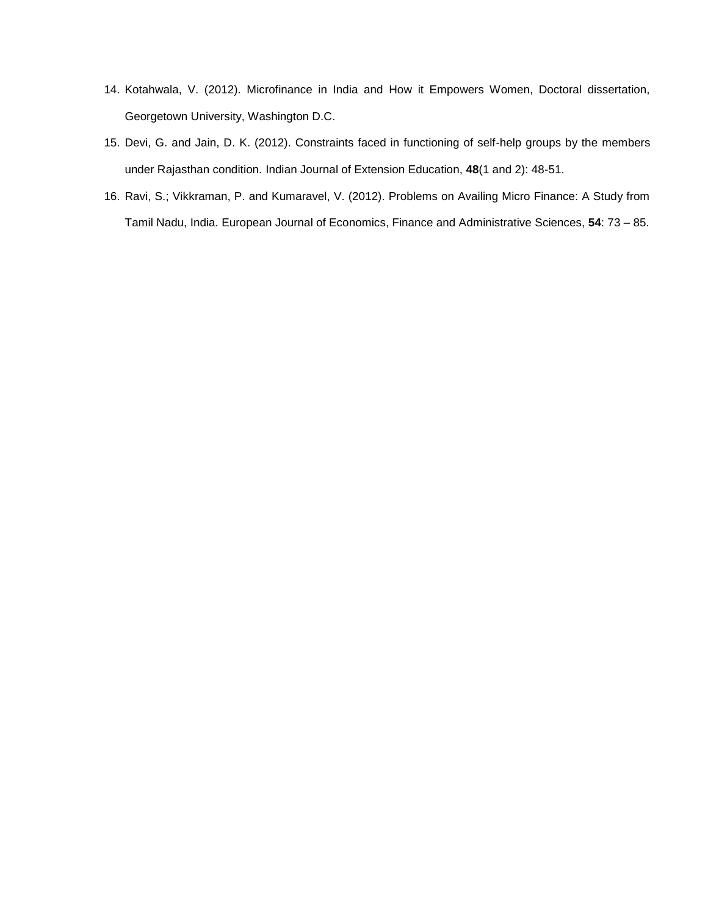14. Kotahwala, V. (2012). Microfinance in India and How it Empowers Women, Doctoral dissertation, Georgetown University, Washington D.C.
15. Devi, G. and Jain, D. K. (2012). Constraints faced in functioning of self-help groups by the members under Rajasthan condition. Indian Journal of Extension Education, **48**(1 and 2): 48-51.
16. Ravi, S.; Vikkraman, P. and Kumaravel, V. (2012). Problems on Availing Micro Finance: A Study from Tamil Nadu, India. European Journal of Economics, Finance and Administrative Sciences, **54**: 73 – 85.